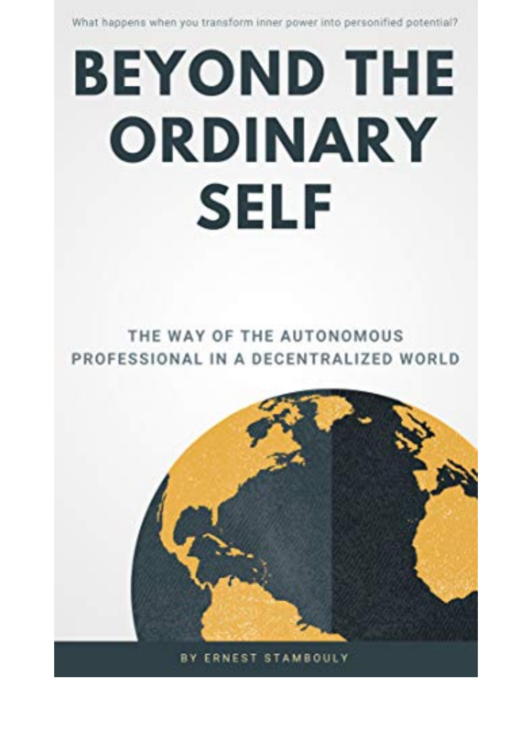What happens when you transform inner power into personified potential?

# BEYOND THE ORDINARY SELF

## THE WAY OF THE AUTONOMOUS PROFESSIONAL IN A DECENTRALIZED WORLD

BY ERNEST STAMBOULY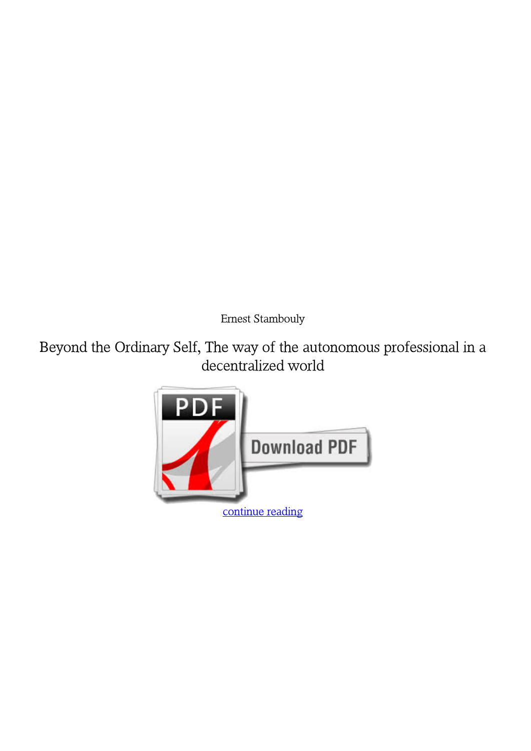Ernest Stambouly

Beyond the Ordinary Self, The way of the autonomous professional in a decentralized world

continue reading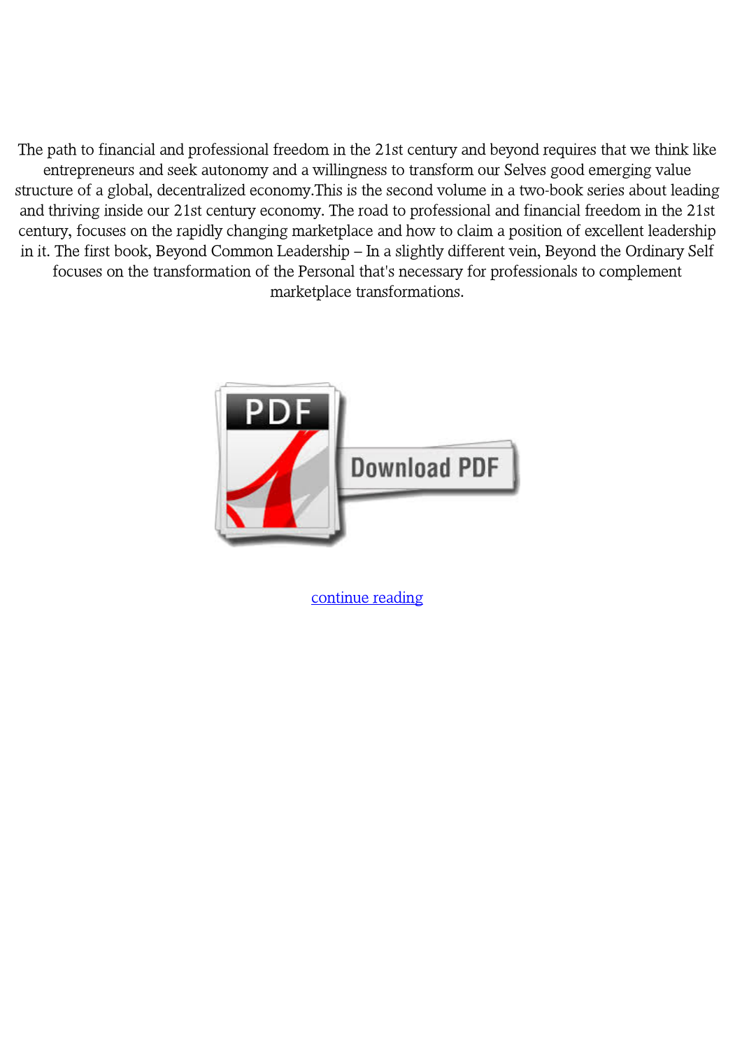The path to financial and professional freedom in the 21st century and beyond requires that we think like entrepreneurs and seek autonomy and a willingness to transform our Selves good emerging value structure of a global, decentralized economy.This is the second volume in a two-book series about leading and thriving inside our 21st century economy. The road to professional and financial freedom in the 21st century, focuses on the rapidly changing marketplace and how to claim a position of excellent leadership in it. The first book, Beyond Common Leadership – In a slightly different vein, Beyond the Ordinary Self focuses on the transformation of the Personal that's necessary for professionals to complement marketplace transformations.

continue reading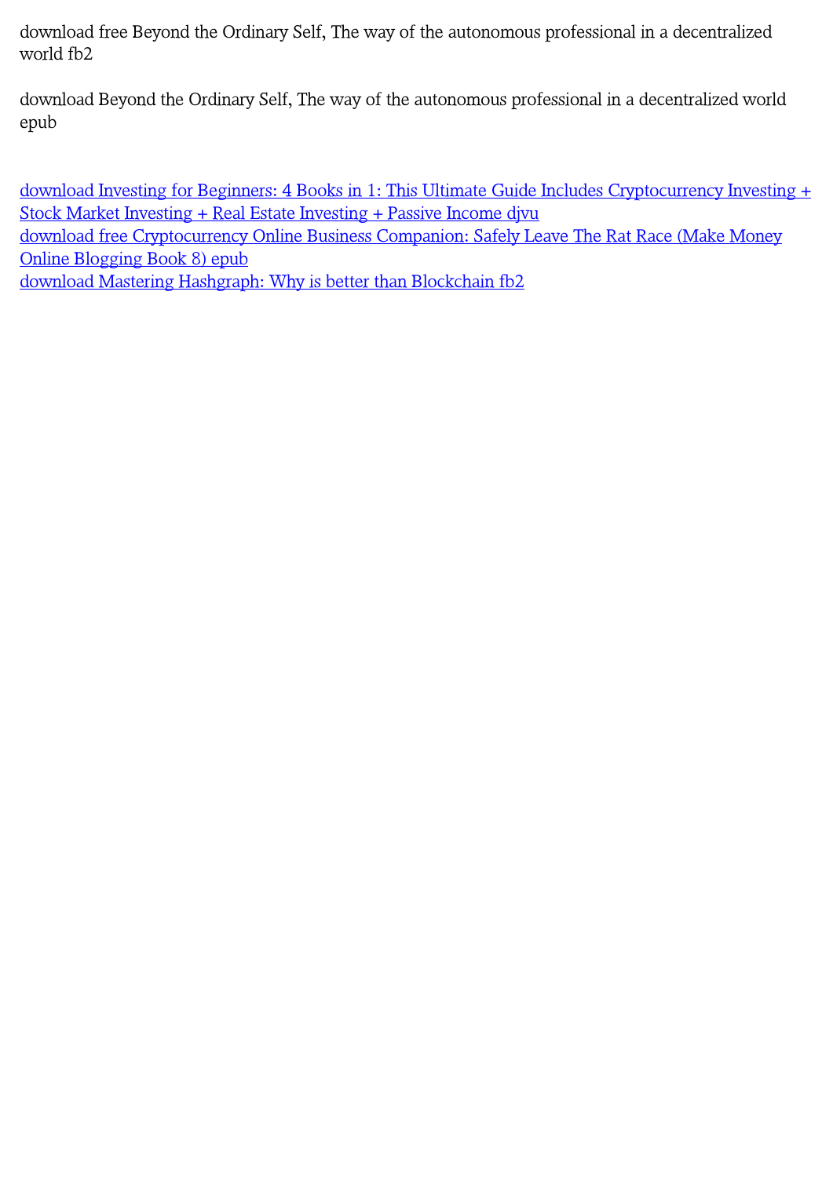download free Beyond the Ordinary Self, The way of the autonomous professional in a decentralized world fb2

download Beyond the Ordinary Self, The way of the autonomous professional in a decentralized world epub

download Investing for Beginners: 4 Books in 1: This Ultimate Guide Includes Cryptocurrency Investing + Stock Market Investing + Real Estate Investing + Passive Income djvu
download free Cryptocurrency Online Business Companion: Safely Leave The Rat Race (Make Money Online Blogging Book 8) epub
download Mastering Hashgraph: Why is better than Blockchain fb2